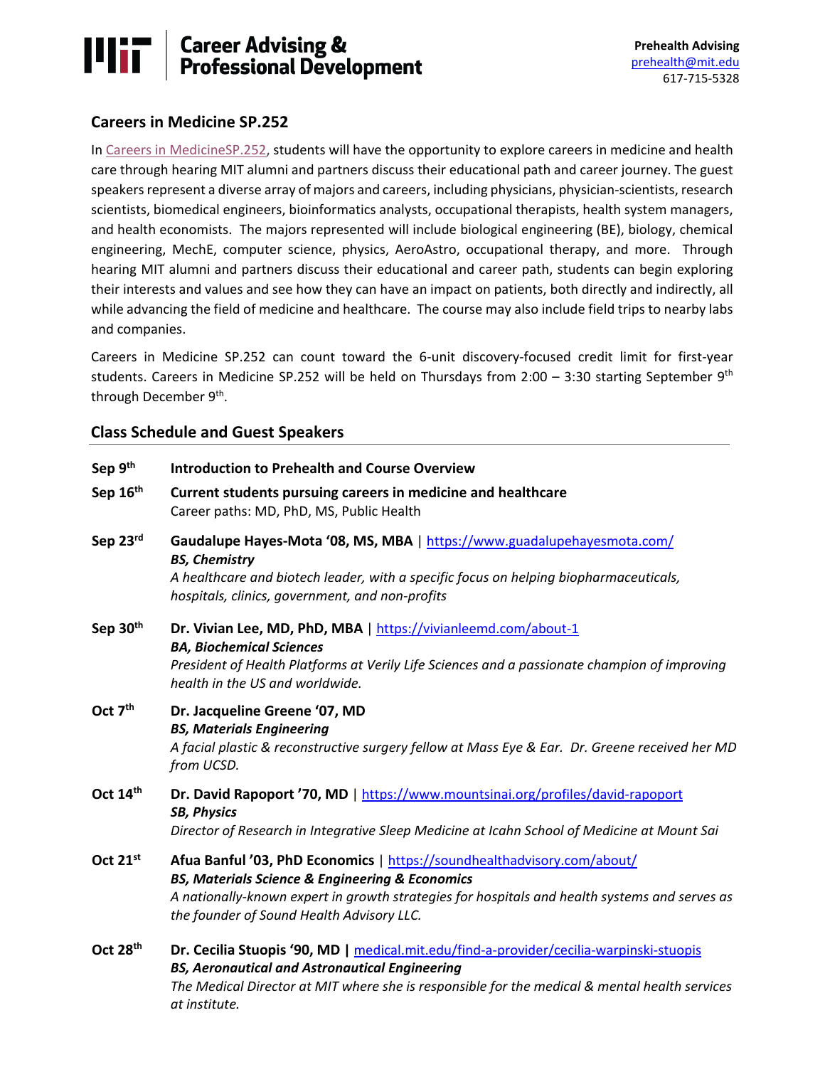**Career Advising & Professional Development**

**Prehealth Advising**
prehealth@mit.edu
617-715-5328

## Careers in Medicine SP.252

In Careers in MedicineSP.252, students will have the opportunity to explore careers in medicine and health care through hearing MIT alumni and partners discuss their educational path and career journey. The guest speakers represent a diverse array of majors and careers, including physicians, physician-scientists, research scientists, biomedical engineers, bioinformatics analysts, occupational therapists, health system managers, and health economists. The majors represented will include biological engineering (BE), biology, chemical engineering, MechE, computer science, physics, AeroAstro, occupational therapy, and more. Through hearing MIT alumni and partners discuss their educational and career path, students can begin exploring their interests and values and see how they can have an impact on patients, both directly and indirectly, all while advancing the field of medicine and healthcare. The course may also include field trips to nearby labs and companies.

Careers in Medicine SP.252 can count toward the 6-unit discovery-focused credit limit for first-year students. Careers in Medicine SP.252 will be held on Thursdays from 2:00 – 3:30 starting September 9th through December 9th.

## Class Schedule and Guest Speakers

**Sep 9th** — **Introduction to Prehealth and Course Overview**

**Sep 16th** — **Current students pursuing careers in medicine and healthcare**
Career paths: MD, PhD, MS, Public Health

**Sep 23rd** — **Gaudalupe Hayes-Mota '08, MS, MBA** | https://www.guadalupehayesmota.com/
***BS, Chemistry***
*A healthcare and biotech leader, with a specific focus on helping biopharmaceuticals, hospitals, clinics, government, and non-profits*

**Sep 30th** — **Dr. Vivian Lee, MD, PhD, MBA** | https://vivianleemd.com/about-1
***BA, Biochemical Sciences***
*President of Health Platforms at Verily Life Sciences and a passionate champion of improving health in the US and worldwide.*

**Oct 7th** — **Dr. Jacqueline Greene '07, MD**
***BS, Materials Engineering***
*A facial plastic & reconstructive surgery fellow at Mass Eye & Ear. Dr. Greene received her MD from UCSD.*

**Oct 14th** — **Dr. David Rapoport '70, MD** | https://www.mountsinai.org/profiles/david-rapoport
***SB, Physics***
*Director of Research in Integrative Sleep Medicine at Icahn School of Medicine at Mount Sai*

**Oct 21st** — **Afua Banful '03, PhD Economics** | https://soundhealthadvisory.com/about/
***BS, Materials Science & Engineering & Economics***
*A nationally-known expert in growth strategies for hospitals and health systems and serves as the founder of Sound Health Advisory LLC.*

**Oct 28th** — **Dr. Cecilia Stuopis '90, MD |** medical.mit.edu/find-a-provider/cecilia-warpinski-stuopis
***BS, Aeronautical and Astronautical Engineering***
*The Medical Director at MIT where she is responsible for the medical & mental health services at institute.*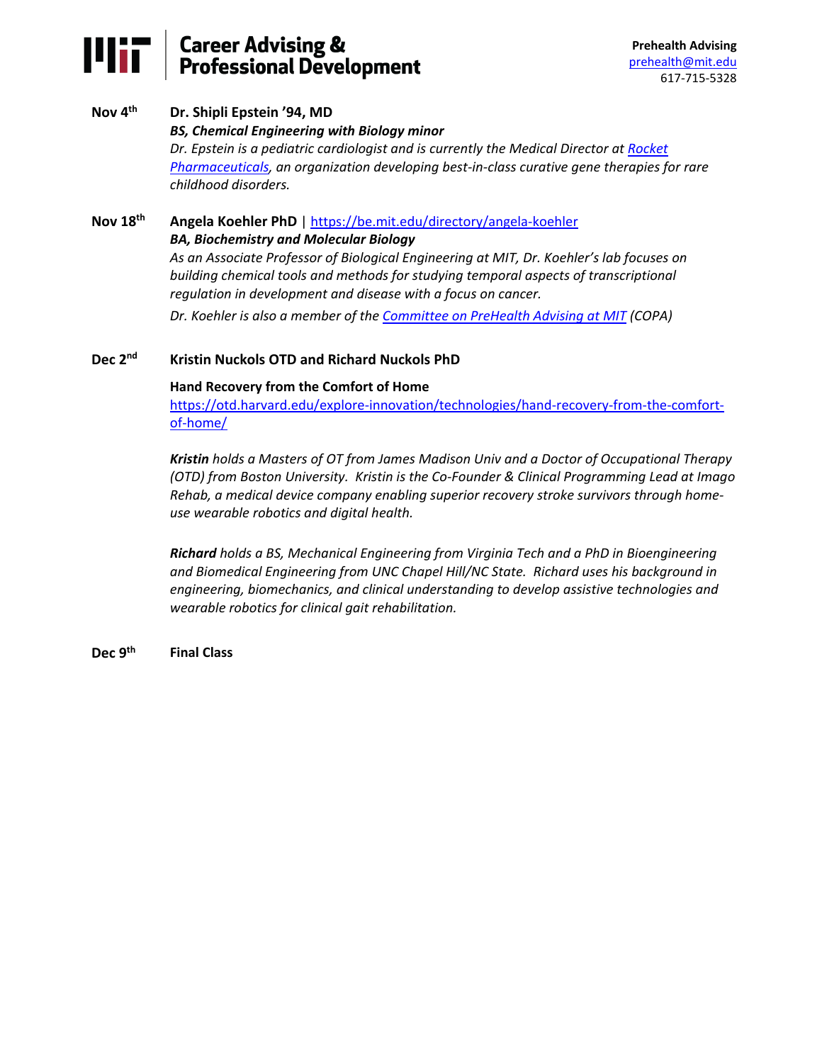**Nov 4th** **Dr. Shipli Epstein '94, MD**

***BS, Chemical Engineering with Biology minor***

*Dr. Epstein is a pediatric cardiologist and is currently the Medical Director at [Rocket Pharmaceuticals](), an organization developing best-in-class curative gene therapies for rare childhood disorders.*

**Nov 18th** **Angela Koehler PhD** | https://be.mit.edu/directory/angela-koehler

***BA, Biochemistry and Molecular Biology***

*As an Associate Professor of Biological Engineering at MIT, Dr. Koehler's lab focuses on building chemical tools and methods for studying temporal aspects of transcriptional regulation in development and disease with a focus on cancer.*

*Dr. Koehler is also a member of the [Committee on PreHealth Advising at MIT]() (COPA)*

**Dec 2nd** **Kristin Nuckols OTD and Richard Nuckols PhD**

**Hand Recovery from the Comfort of Home**
https://otd.harvard.edu/explore-innovation/technologies/hand-recovery-from-the-comfort-of-home/

***Kristin** holds a Masters of OT from James Madison Univ and a Doctor of Occupational Therapy (OTD) from Boston University. Kristin is the Co-Founder & Clinical Programming Lead at Imago Rehab, a medical device company enabling superior recovery stroke survivors through home-use wearable robotics and digital health.*

***Richard** holds a BS, Mechanical Engineering from Virginia Tech and a PhD in Bioengineering and Biomedical Engineering from UNC Chapel Hill/NC State. Richard uses his background in engineering, biomechanics, and clinical understanding to develop assistive technologies and wearable robotics for clinical gait rehabilitation.*

**Dec 9th** **Final Class**